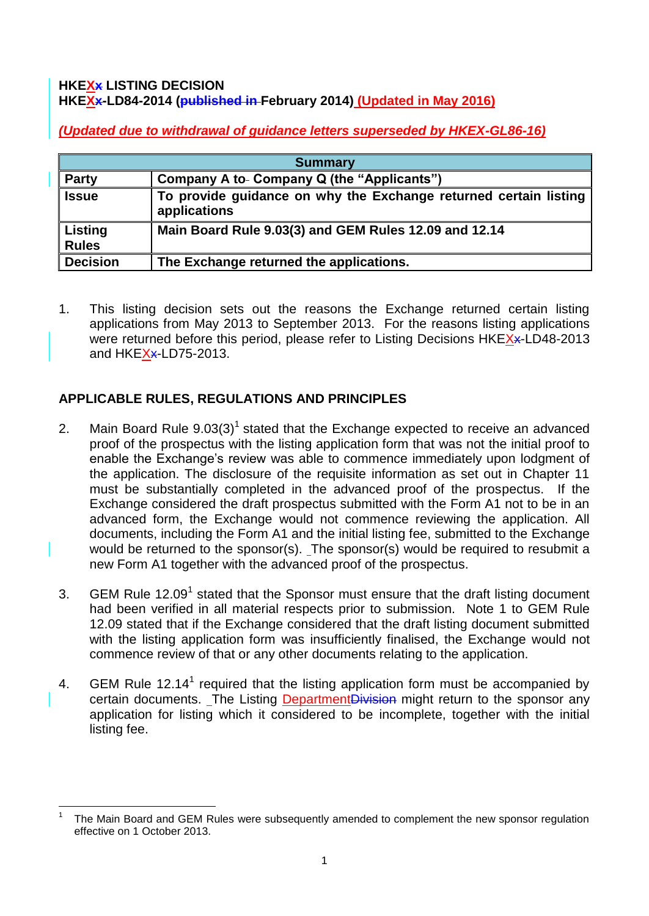**HKEX~~x~~ LISTING DECISION**
**HKEX~~x~~-LD84-2014 (~~published in~~ February 2014) (Updated in May 2016)**

***(Updated due to withdrawal of guidance letters superseded by HKEX-GL86-16)***

| Summary | |
|---|---|
| **Party** | **Company A to Company Q (the "Applicants")** |
| **Issue** | **To provide guidance on why the Exchange returned certain listing applications** |
| **Listing Rules** | **Main Board Rule 9.03(3) and GEM Rules 12.09 and 12.14** |
| **Decision** | **The Exchange returned the applications.** |

1. This listing decision sets out the reasons the Exchange returned certain listing applications from May 2013 to September 2013. For the reasons listing applications were returned before this period, please refer to Listing Decisions HKEX~~x~~-LD48-2013 and HKEX~~x~~-LD75-2013.

## APPLICABLE RULES, REGULATIONS AND PRINCIPLES

2. Main Board Rule 9.03(3)[1] stated that the Exchange expected to receive an advanced proof of the prospectus with the listing application form that was not the initial proof to enable the Exchange's review was able to commence immediately upon lodgment of the application. The disclosure of the requisite information as set out in Chapter 11 must be substantially completed in the advanced proof of the prospectus. If the Exchange considered the draft prospectus submitted with the Form A1 not to be in an advanced form, the Exchange would not commence reviewing the application. All documents, including the Form A1 and the initial listing fee, submitted to the Exchange would be returned to the sponsor(s). The sponsor(s) would be required to resubmit a new Form A1 together with the advanced proof of the prospectus.

3. GEM Rule 12.09[1] stated that the Sponsor must ensure that the draft listing document had been verified in all material respects prior to submission. Note 1 to GEM Rule 12.09 stated that if the Exchange considered that the draft listing document submitted with the listing application form was insufficiently finalised, the Exchange would not commence review of that or any other documents relating to the application.

4. GEM Rule 12.14[1] required that the listing application form must be accompanied by certain documents. The Listing Department~~Division~~ might return to the sponsor any application for listing which it considered to be incomplete, together with the initial listing fee.

---

[1] The Main Board and GEM Rules were subsequently amended to complement the new sponsor regulation effective on 1 October 2013.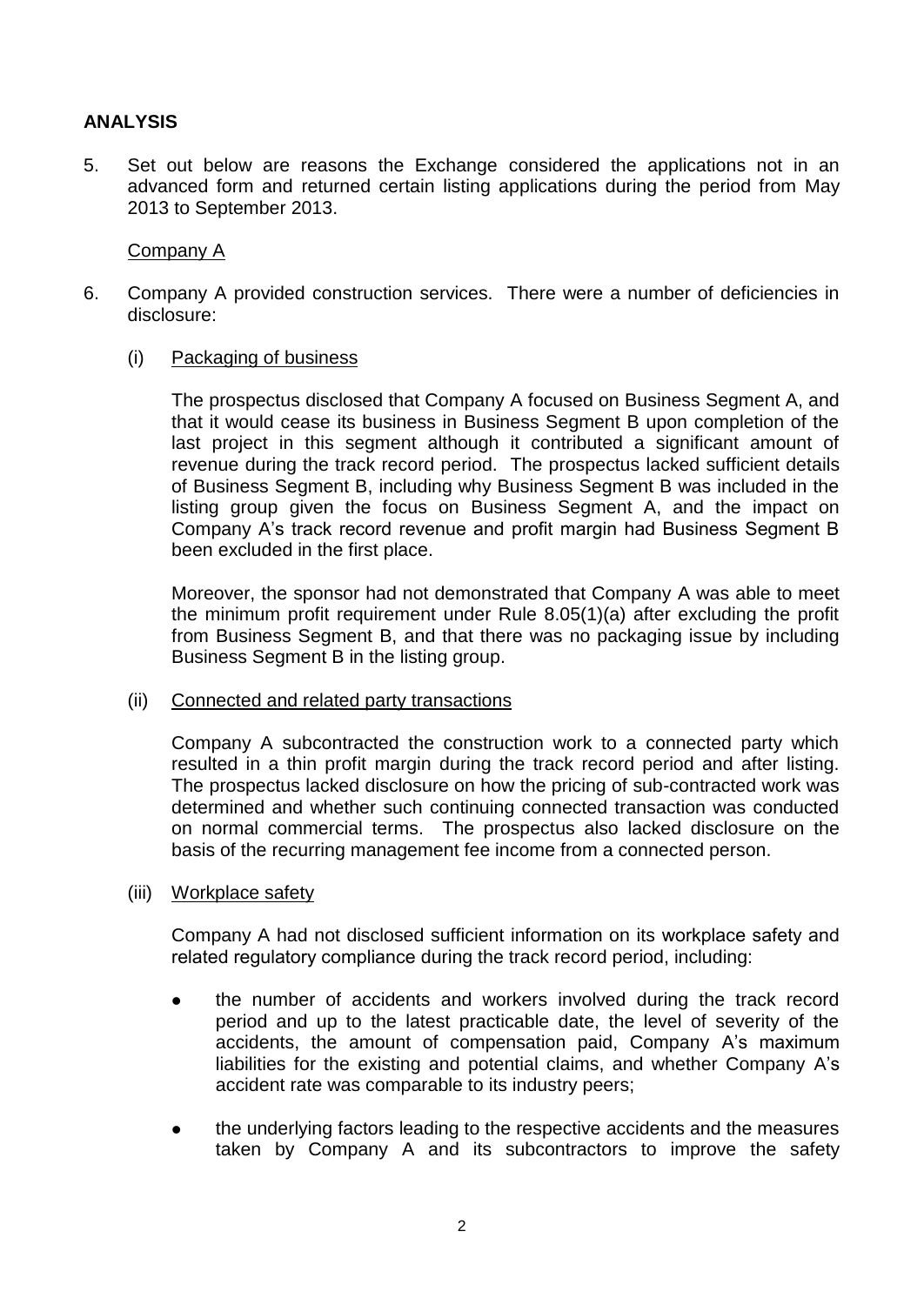## ANALYSIS

5. Set out below are reasons the Exchange considered the applications not in an advanced form and returned certain listing applications during the period from May 2013 to September 2013.

<u>Company A</u>

6. Company A provided construction services. There were a number of deficiencies in disclosure:

   (i) <u>Packaging of business</u>

   The prospectus disclosed that Company A focused on Business Segment A, and that it would cease its business in Business Segment B upon completion of the last project in this segment although it contributed a significant amount of revenue during the track record period. The prospectus lacked sufficient details of Business Segment B, including why Business Segment B was included in the listing group given the focus on Business Segment A, and the impact on Company A's track record revenue and profit margin had Business Segment B been excluded in the first place.

   Moreover, the sponsor had not demonstrated that Company A was able to meet the minimum profit requirement under Rule 8.05(1)(a) after excluding the profit from Business Segment B, and that there was no packaging issue by including Business Segment B in the listing group.

   (ii) <u>Connected and related party transactions</u>

   Company A subcontracted the construction work to a connected party which resulted in a thin profit margin during the track record period and after listing. The prospectus lacked disclosure on how the pricing of sub-contracted work was determined and whether such continuing connected transaction was conducted on normal commercial terms. The prospectus also lacked disclosure on the basis of the recurring management fee income from a connected person.

   (iii) <u>Workplace safety</u>

   Company A had not disclosed sufficient information on its workplace safety and related regulatory compliance during the track record period, including:

   - the number of accidents and workers involved during the track record period and up to the latest practicable date, the level of severity of the accidents, the amount of compensation paid, Company A's maximum liabilities for the existing and potential claims, and whether Company A's accident rate was comparable to its industry peers;

   - the underlying factors leading to the respective accidents and the measures taken by Company A and its subcontractors to improve the safety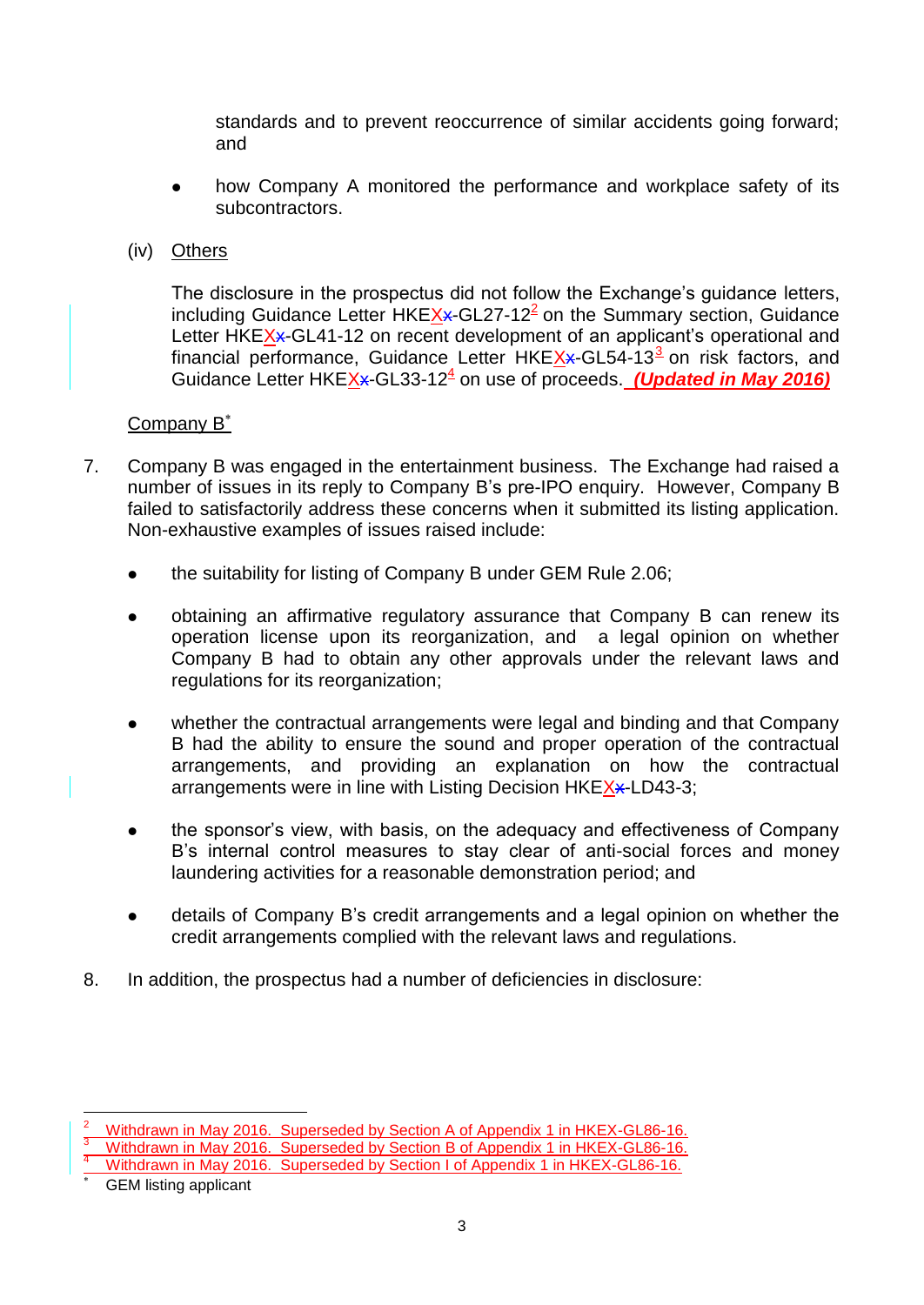standards and to prevent reoccurrence of similar accidents going forward; and

- how Company A monitored the performance and workplace safety of its subcontractors.

(iv) Others

The disclosure in the prospectus did not follow the Exchange's guidance letters, including Guidance Letter HKEX-GL27-12[2] on the Summary section, Guidance Letter HKEX-GL41-12 on recent development of an applicant's operational and financial performance, Guidance Letter HKEX-GL54-13[3] on risk factors, and Guidance Letter HKEX-GL33-12[4] on use of proceeds. ***(Updated in May 2016)***

Company B[*]

7. Company B was engaged in the entertainment business. The Exchange had raised a number of issues in its reply to Company B's pre-IPO enquiry. However, Company B failed to satisfactorily address these concerns when it submitted its listing application. Non-exhaustive examples of issues raised include:

   - the suitability for listing of Company B under GEM Rule 2.06;
   - obtaining an affirmative regulatory assurance that Company B can renew its operation license upon its reorganization, and a legal opinion on whether Company B had to obtain any other approvals under the relevant laws and regulations for its reorganization;
   - whether the contractual arrangements were legal and binding and that Company B had the ability to ensure the sound and proper operation of the contractual arrangements, and providing an explanation on how the contractual arrangements were in line with Listing Decision HKEX-LD43-3;
   - the sponsor's view, with basis, on the adequacy and effectiveness of Company B's internal control measures to stay clear of anti-social forces and money laundering activities for a reasonable demonstration period; and
   - details of Company B's credit arrangements and a legal opinion on whether the credit arrangements complied with the relevant laws and regulations.

8. In addition, the prospectus had a number of deficiencies in disclosure:

---

[2] Withdrawn in May 2016. Superseded by Section A of Appendix 1 in HKEX-GL86-16.

[3] Withdrawn in May 2016. Superseded by Section B of Appendix 1 in HKEX-GL86-16.

[4] Withdrawn in May 2016. Superseded by Section I of Appendix 1 in HKEX-GL86-16.

[*] GEM listing applicant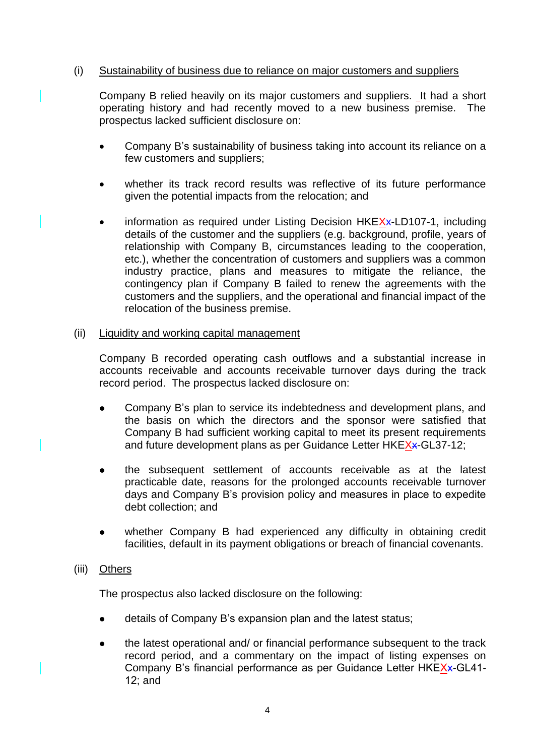(i) Sustainability of business due to reliance on major customers and suppliers

Company B relied heavily on its major customers and suppliers. It had a short operating history and had recently moved to a new business premise. The prospectus lacked sufficient disclosure on:

- Company B's sustainability of business taking into account its reliance on a few customers and suppliers;
- whether its track record results was reflective of its future performance given the potential impacts from the relocation; and
- information as required under Listing Decision HKEX-LD107-1, including details of the customer and the suppliers (e.g. background, profile, years of relationship with Company B, circumstances leading to the cooperation, etc.), whether the concentration of customers and suppliers was a common industry practice, plans and measures to mitigate the reliance, the contingency plan if Company B failed to renew the agreements with the customers and the suppliers, and the operational and financial impact of the relocation of the business premise.

(ii) Liquidity and working capital management

Company B recorded operating cash outflows and a substantial increase in accounts receivable and accounts receivable turnover days during the track record period. The prospectus lacked disclosure on:

- Company B's plan to service its indebtedness and development plans, and the basis on which the directors and the sponsor were satisfied that Company B had sufficient working capital to meet its present requirements and future development plans as per Guidance Letter HKEX-GL37-12;
- the subsequent settlement of accounts receivable as at the latest practicable date, reasons for the prolonged accounts receivable turnover days and Company B's provision policy and measures in place to expedite debt collection; and
- whether Company B had experienced any difficulty in obtaining credit facilities, default in its payment obligations or breach of financial covenants.

(iii) Others

The prospectus also lacked disclosure on the following:

- details of Company B's expansion plan and the latest status;
- the latest operational and/ or financial performance subsequent to the track record period, and a commentary on the impact of listing expenses on Company B's financial performance as per Guidance Letter HKEX-GL41-12; and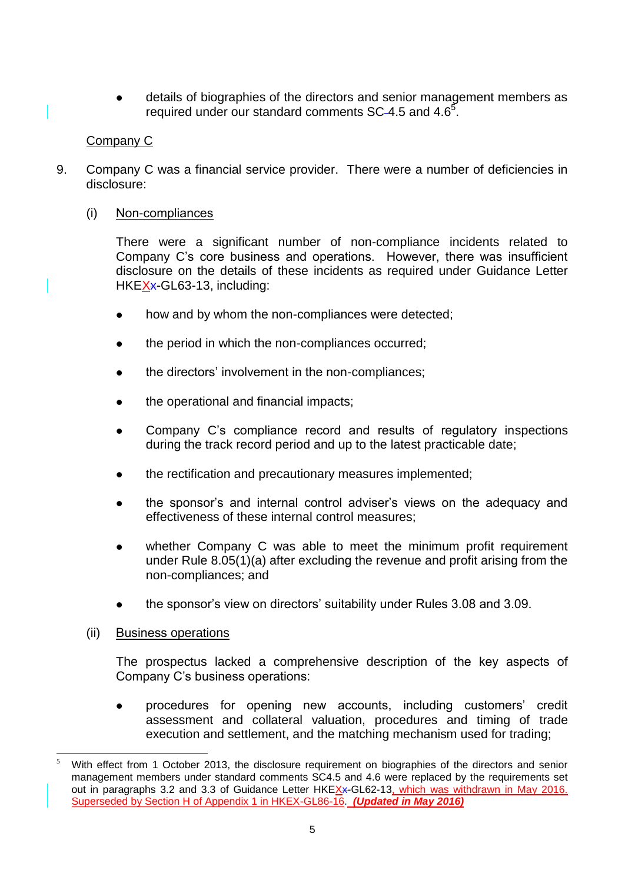- details of biographies of the directors and senior management members as required under our standard comments SC 4.5 and 4.6[5].

Company C

9. Company C was a financial service provider. There were a number of deficiencies in disclosure:

   (i) Non-compliances

   There were a significant number of non-compliance incidents related to Company C's core business and operations. However, there was insufficient disclosure on the details of these incidents as required under Guidance Letter HKEX-GL63-13, including:

   - how and by whom the non-compliances were detected;
   - the period in which the non-compliances occurred;
   - the directors' involvement in the non-compliances;
   - the operational and financial impacts;
   - Company C's compliance record and results of regulatory inspections during the track record period and up to the latest practicable date;
   - the rectification and precautionary measures implemented;
   - the sponsor's and internal control adviser's views on the adequacy and effectiveness of these internal control measures;
   - whether Company C was able to meet the minimum profit requirement under Rule 8.05(1)(a) after excluding the revenue and profit arising from the non-compliances; and
   - the sponsor's view on directors' suitability under Rules 3.08 and 3.09.

   (ii) Business operations

   The prospectus lacked a comprehensive description of the key aspects of Company C's business operations:

   - procedures for opening new accounts, including customers' credit assessment and collateral valuation, procedures and timing of trade execution and settlement, and the matching mechanism used for trading;

---

[5] With effect from 1 October 2013, the disclosure requirement on biographies of the directors and senior management members under standard comments SC4.5 and 4.6 were replaced by the requirements set out in paragraphs 3.2 and 3.3 of Guidance Letter HKEX-GL62-13, which was withdrawn in May 2016. Superseded by Section H of Appendix 1 in HKEX-GL86-16. ***(Updated in May 2016)***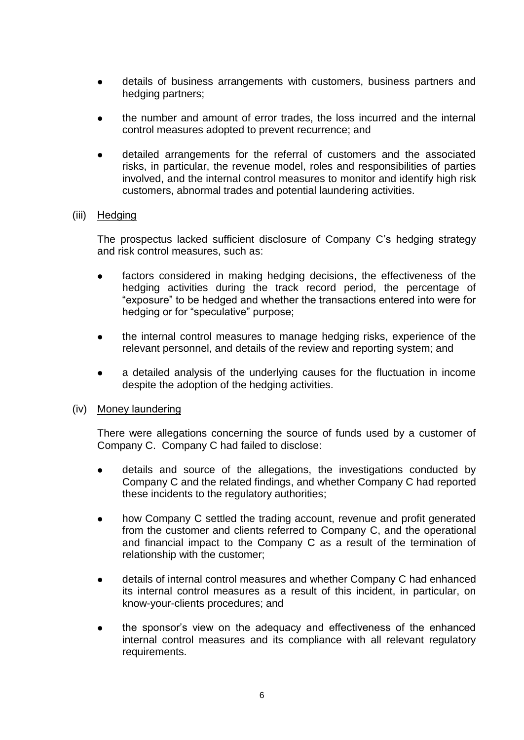- details of business arrangements with customers, business partners and hedging partners;

- the number and amount of error trades, the loss incurred and the internal control measures adopted to prevent recurrence; and

- detailed arrangements for the referral of customers and the associated risks, in particular, the revenue model, roles and responsibilities of parties involved, and the internal control measures to monitor and identify high risk customers, abnormal trades and potential laundering activities.

(iii) Hedging

The prospectus lacked sufficient disclosure of Company C's hedging strategy and risk control measures, such as:

- factors considered in making hedging decisions, the effectiveness of the hedging activities during the track record period, the percentage of "exposure" to be hedged and whether the transactions entered into were for hedging or for "speculative" purpose;

- the internal control measures to manage hedging risks, experience of the relevant personnel, and details of the review and reporting system; and

- a detailed analysis of the underlying causes for the fluctuation in income despite the adoption of the hedging activities.

(iv) Money laundering

There were allegations concerning the source of funds used by a customer of Company C. Company C had failed to disclose:

- details and source of the allegations, the investigations conducted by Company C and the related findings, and whether Company C had reported these incidents to the regulatory authorities;

- how Company C settled the trading account, revenue and profit generated from the customer and clients referred to Company C, and the operational and financial impact to the Company C as a result of the termination of relationship with the customer;

- details of internal control measures and whether Company C had enhanced its internal control measures as a result of this incident, in particular, on know-your-clients procedures; and

- the sponsor's view on the adequacy and effectiveness of the enhanced internal control measures and its compliance with all relevant regulatory requirements.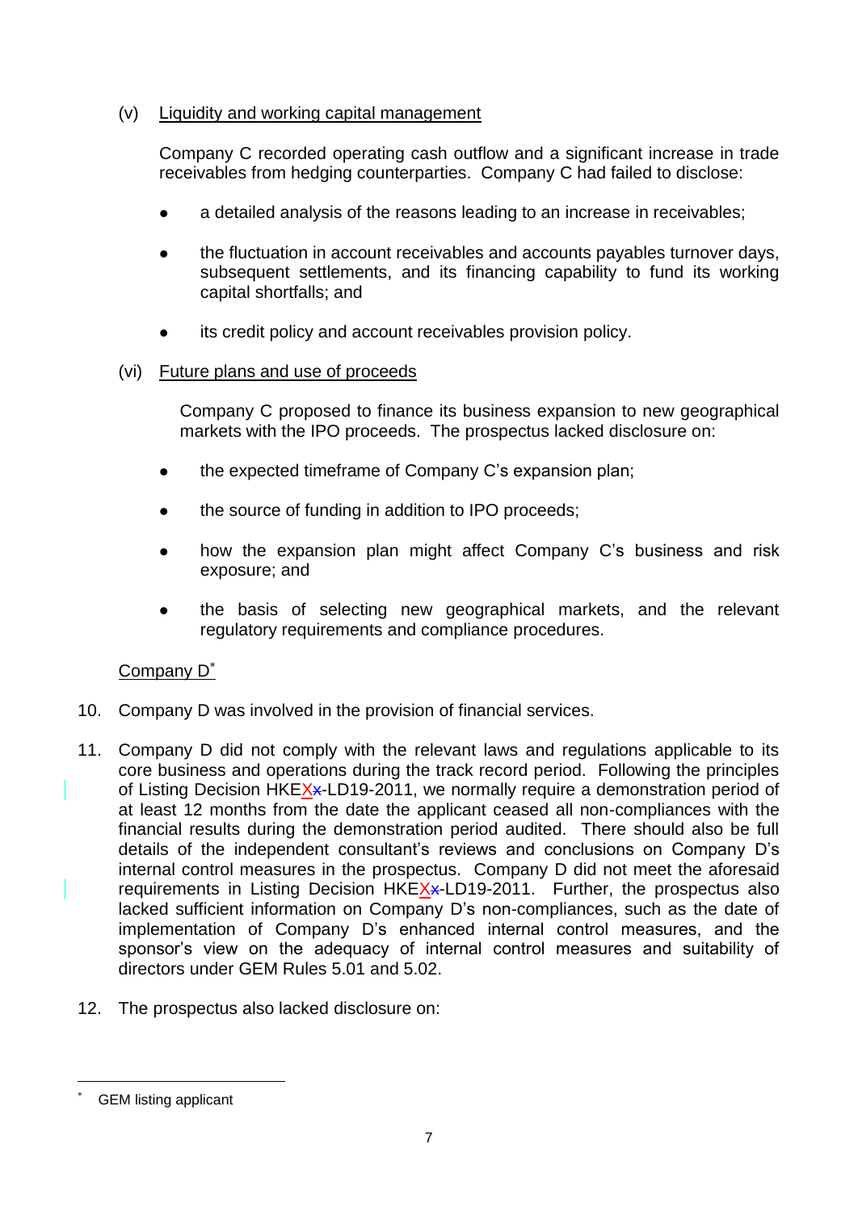(v) Liquidity and working capital management

Company C recorded operating cash outflow and a significant increase in trade receivables from hedging counterparties. Company C had failed to disclose:

- a detailed analysis of the reasons leading to an increase in receivables;
- the fluctuation in account receivables and accounts payables turnover days, subsequent settlements, and its financing capability to fund its working capital shortfalls; and
- its credit policy and account receivables provision policy.

(vi) Future plans and use of proceeds

Company C proposed to finance its business expansion to new geographical markets with the IPO proceeds. The prospectus lacked disclosure on:

- the expected timeframe of Company C's expansion plan;
- the source of funding in addition to IPO proceeds;
- how the expansion plan might affect Company C's business and risk exposure; and
- the basis of selecting new geographical markets, and the relevant regulatory requirements and compliance procedures.

Company D[*]

10. Company D was involved in the provision of financial services.

11. Company D did not comply with the relevant laws and regulations applicable to its core business and operations during the track record period. Following the principles of Listing Decision HKEX-LD19-2011, we normally require a demonstration period of at least 12 months from the date the applicant ceased all non-compliances with the financial results during the demonstration period audited. There should also be full details of the independent consultant's reviews and conclusions on Company D's internal control measures in the prospectus. Company D did not meet the aforesaid requirements in Listing Decision HKEX-LD19-2011. Further, the prospectus also lacked sufficient information on Company D's non-compliances, such as the date of implementation of Company D's enhanced internal control measures, and the sponsor's view on the adequacy of internal control measures and suitability of directors under GEM Rules 5.01 and 5.02.

12. The prospectus also lacked disclosure on:

---

[*] GEM listing applicant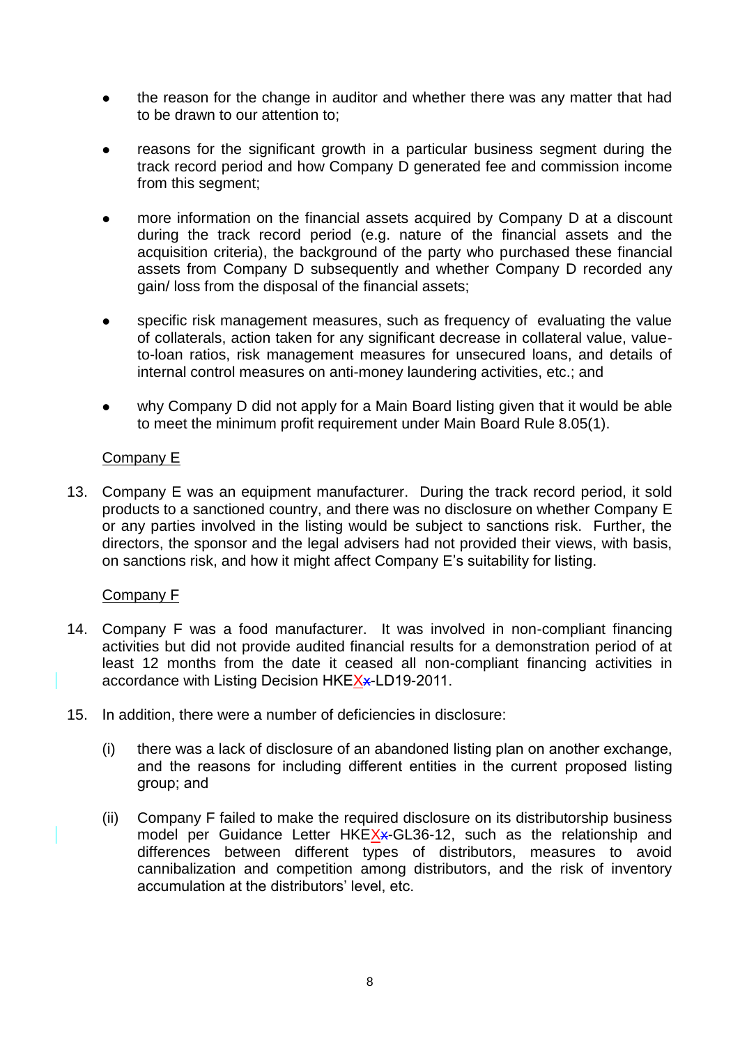- the reason for the change in auditor and whether there was any matter that had to be drawn to our attention to;

- reasons for the significant growth in a particular business segment during the track record period and how Company D generated fee and commission income from this segment;

- more information on the financial assets acquired by Company D at a discount during the track record period (e.g. nature of the financial assets and the acquisition criteria), the background of the party who purchased these financial assets from Company D subsequently and whether Company D recorded any gain/ loss from the disposal of the financial assets;

- specific risk management measures, such as frequency of evaluating the value of collaterals, action taken for any significant decrease in collateral value, value-to-loan ratios, risk management measures for unsecured loans, and details of internal control measures on anti-money laundering activities, etc.; and

- why Company D did not apply for a Main Board listing given that it would be able to meet the minimum profit requirement under Main Board Rule 8.05(1).

Company E

13. Company E was an equipment manufacturer. During the track record period, it sold products to a sanctioned country, and there was no disclosure on whether Company E or any parties involved in the listing would be subject to sanctions risk. Further, the directors, the sponsor and the legal advisers had not provided their views, with basis, on sanctions risk, and how it might affect Company E's suitability for listing.

Company F

14. Company F was a food manufacturer. It was involved in non-compliant financing activities but did not provide audited financial results for a demonstration period of at least 12 months from the date it ceased all non-compliant financing activities in accordance with Listing Decision HKEX-LD19-2011.

15. In addition, there were a number of deficiencies in disclosure:

    (i) there was a lack of disclosure of an abandoned listing plan on another exchange, and the reasons for including different entities in the current proposed listing group; and

    (ii) Company F failed to make the required disclosure on its distributorship business model per Guidance Letter HKEX-GL36-12, such as the relationship and differences between different types of distributors, measures to avoid cannibalization and competition among distributors, and the risk of inventory accumulation at the distributors' level, etc.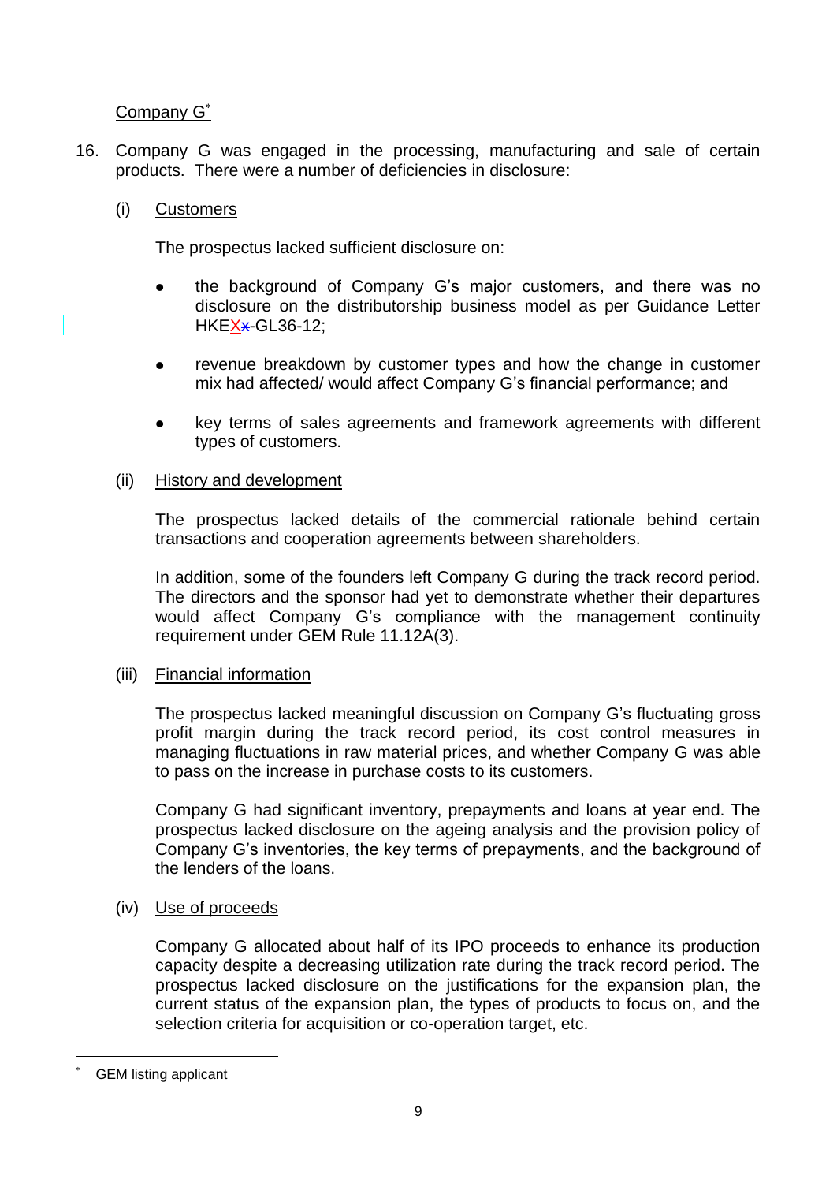Company G*

16. Company G was engaged in the processing, manufacturing and sale of certain products. There were a number of deficiencies in disclosure:

    (i) Customers

    The prospectus lacked sufficient disclosure on:

    - the background of Company G's major customers, and there was no disclosure on the distributorship business model as per Guidance Letter HKEX-GL36-12;
    - revenue breakdown by customer types and how the change in customer mix had affected/ would affect Company G's financial performance; and
    - key terms of sales agreements and framework agreements with different types of customers.

    (ii) History and development

    The prospectus lacked details of the commercial rationale behind certain transactions and cooperation agreements between shareholders.

    In addition, some of the founders left Company G during the track record period. The directors and the sponsor had yet to demonstrate whether their departures would affect Company G's compliance with the management continuity requirement under GEM Rule 11.12A(3).

    (iii) Financial information

    The prospectus lacked meaningful discussion on Company G's fluctuating gross profit margin during the track record period, its cost control measures in managing fluctuations in raw material prices, and whether Company G was able to pass on the increase in purchase costs to its customers.

    Company G had significant inventory, prepayments and loans at year end. The prospectus lacked disclosure on the ageing analysis and the provision policy of Company G's inventories, the key terms of prepayments, and the background of the lenders of the loans.

    (iv) Use of proceeds

    Company G allocated about half of its IPO proceeds to enhance its production capacity despite a decreasing utilization rate during the track record period. The prospectus lacked disclosure on the justifications for the expansion plan, the current status of the expansion plan, the types of products to focus on, and the selection criteria for acquisition or co-operation target, etc.

---

\* GEM listing applicant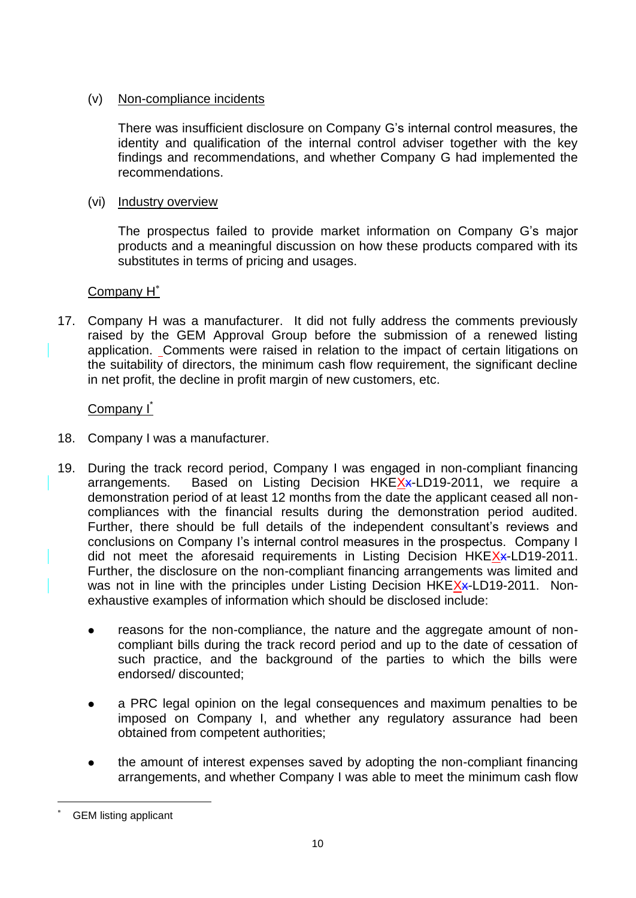(v) Non-compliance incidents

There was insufficient disclosure on Company G's internal control measures, the identity and qualification of the internal control adviser together with the key findings and recommendations, and whether Company G had implemented the recommendations.

(vi) Industry overview

The prospectus failed to provide market information on Company G's major products and a meaningful discussion on how these products compared with its substitutes in terms of pricing and usages.

Company H[*]

17. Company H was a manufacturer. It did not fully address the comments previously raised by the GEM Approval Group before the submission of a renewed listing application. Comments were raised in relation to the impact of certain litigations on the suitability of directors, the minimum cash flow requirement, the significant decline in net profit, the decline in profit margin of new customers, etc.

Company I[*]

18. Company I was a manufacturer.

19. During the track record period, Company I was engaged in non-compliant financing arrangements. Based on Listing Decision HKEX-LD19-2011, we require a demonstration period of at least 12 months from the date the applicant ceased all non-compliances with the financial results during the demonstration period audited. Further, there should be full details of the independent consultant's reviews and conclusions on Company I's internal control measures in the prospectus. Company I did not meet the aforesaid requirements in Listing Decision HKEX-LD19-2011. Further, the disclosure on the non-compliant financing arrangements was limited and was not in line with the principles under Listing Decision HKEX-LD19-2011. Non-exhaustive examples of information which should be disclosed include:

- reasons for the non-compliance, the nature and the aggregate amount of non-compliant bills during the track record period and up to the date of cessation of such practice, and the background of the parties to which the bills were endorsed/ discounted;

- a PRC legal opinion on the legal consequences and maximum penalties to be imposed on Company I, and whether any regulatory assurance had been obtained from competent authorities;

- the amount of interest expenses saved by adopting the non-compliant financing arrangements, and whether Company I was able to meet the minimum cash flow

[*] GEM listing applicant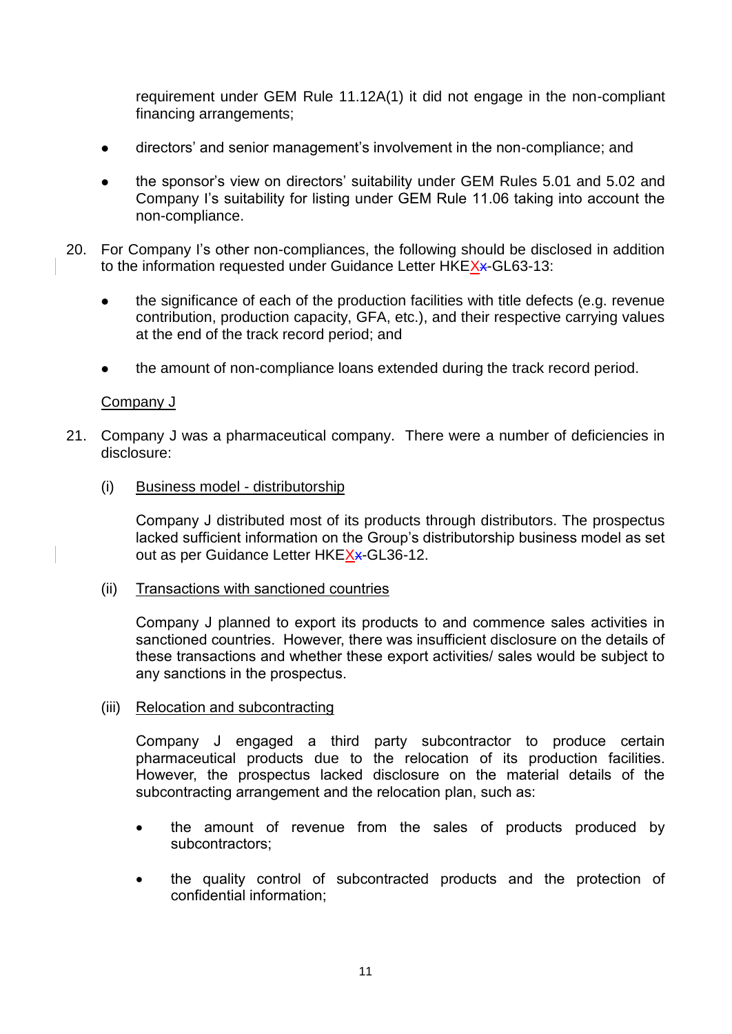requirement under GEM Rule 11.12A(1) it did not engage in the non-compliant financing arrangements;

- directors' and senior management's involvement in the non-compliance; and
- the sponsor's view on directors' suitability under GEM Rules 5.01 and 5.02 and Company I's suitability for listing under GEM Rule 11.06 taking into account the non-compliance.

20. For Company I's other non-compliances, the following should be disclosed in addition to the information requested under Guidance Letter HKEXx-GL63-13:

    - the significance of each of the production facilities with title defects (e.g. revenue contribution, production capacity, GFA, etc.), and their respective carrying values at the end of the track record period; and
    - the amount of non-compliance loans extended during the track record period.

Company J

21. Company J was a pharmaceutical company. There were a number of deficiencies in disclosure:

    (i) Business model - distributorship

    Company J distributed most of its products through distributors. The prospectus lacked sufficient information on the Group's distributorship business model as set out as per Guidance Letter HKEXx-GL36-12.

    (ii) Transactions with sanctioned countries

    Company J planned to export its products to and commence sales activities in sanctioned countries. However, there was insufficient disclosure on the details of these transactions and whether these export activities/ sales would be subject to any sanctions in the prospectus.

    (iii) Relocation and subcontracting

    Company J engaged a third party subcontractor to produce certain pharmaceutical products due to the relocation of its production facilities. However, the prospectus lacked disclosure on the material details of the subcontracting arrangement and the relocation plan, such as:

    - the amount of revenue from the sales of products produced by subcontractors;
    - the quality control of subcontracted products and the protection of confidential information;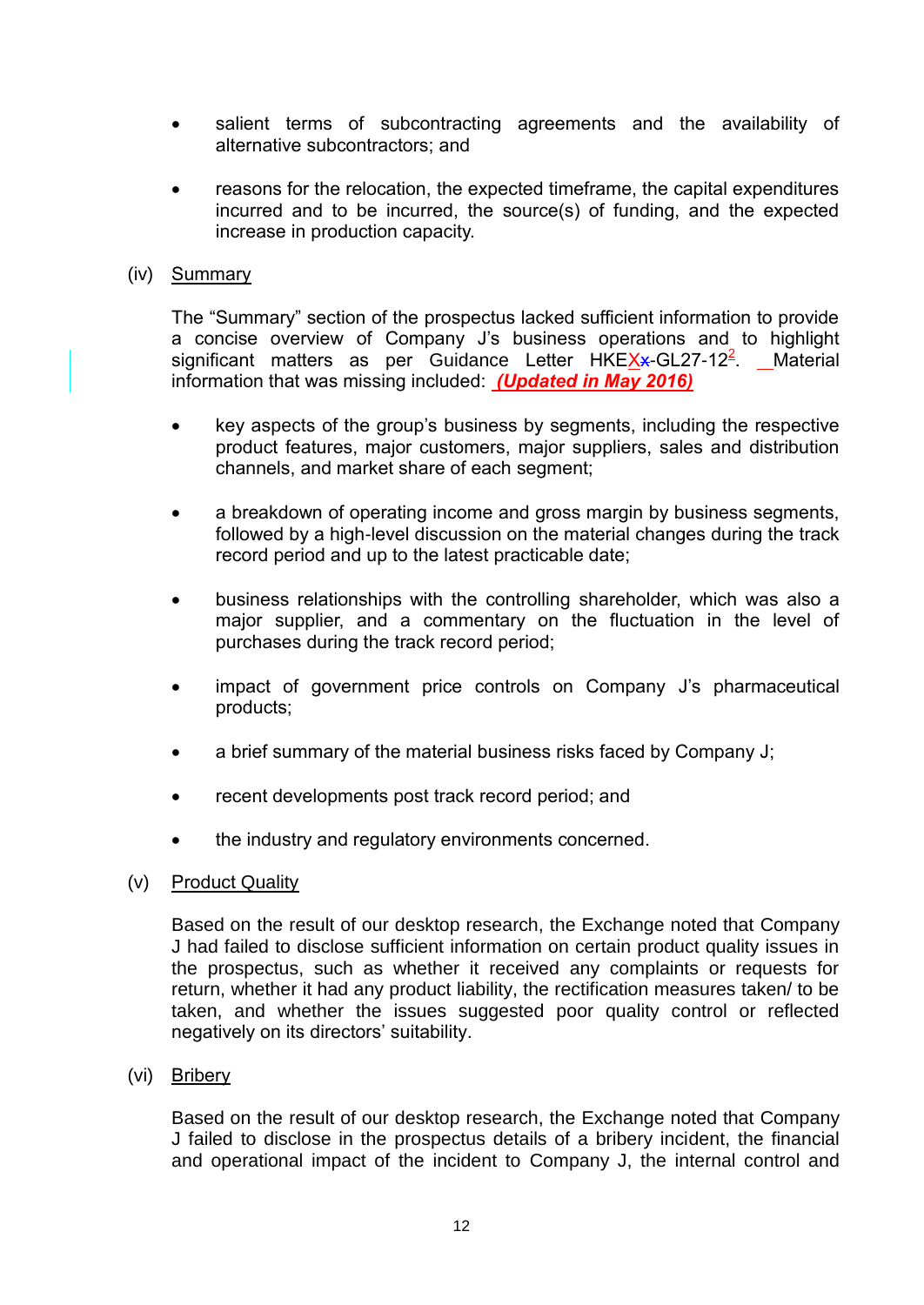- salient terms of subcontracting agreements and the availability of alternative subcontractors; and

- reasons for the relocation, the expected timeframe, the capital expenditures incurred and to be incurred, the source(s) of funding, and the expected increase in production capacity.

(iv) Summary

The "Summary" section of the prospectus lacked sufficient information to provide a concise overview of Company J's business operations and to highlight significant matters as per Guidance Letter HKEX-GL27-12[2]. Material information that was missing included: ***(Updated in May 2016)***

- key aspects of the group's business by segments, including the respective product features, major customers, major suppliers, sales and distribution channels, and market share of each segment;

- a breakdown of operating income and gross margin by business segments, followed by a high-level discussion on the material changes during the track record period and up to the latest practicable date;

- business relationships with the controlling shareholder, which was also a major supplier, and a commentary on the fluctuation in the level of purchases during the track record period;

- impact of government price controls on Company J's pharmaceutical products;

- a brief summary of the material business risks faced by Company J;

- recent developments post track record period; and

- the industry and regulatory environments concerned.

(v) Product Quality

Based on the result of our desktop research, the Exchange noted that Company J had failed to disclose sufficient information on certain product quality issues in the prospectus, such as whether it received any complaints or requests for return, whether it had any product liability, the rectification measures taken/ to be taken, and whether the issues suggested poor quality control or reflected negatively on its directors' suitability.

(vi) Bribery

Based on the result of our desktop research, the Exchange noted that Company J failed to disclose in the prospectus details of a bribery incident, the financial and operational impact of the incident to Company J, the internal control and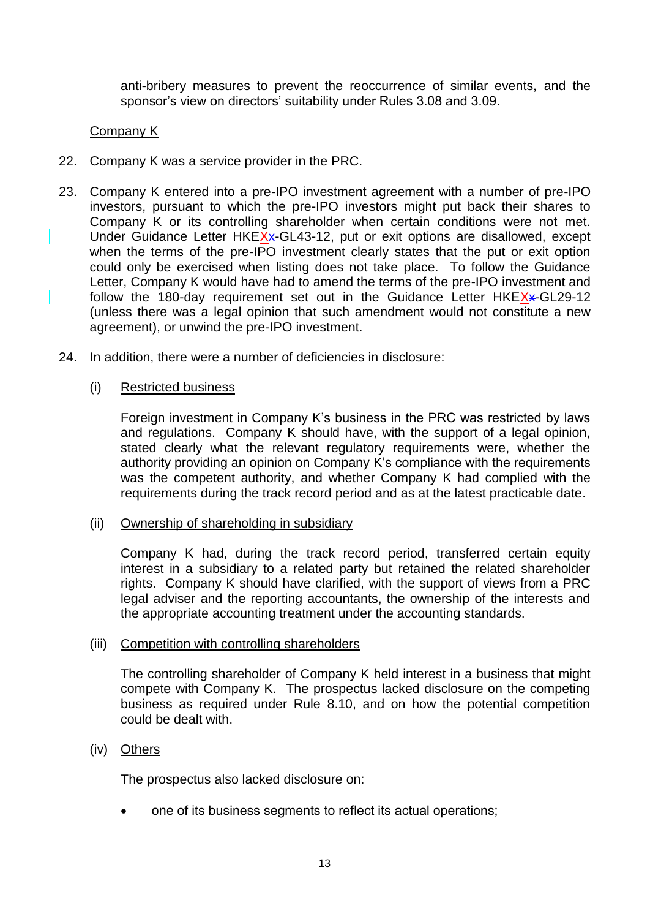anti-bribery measures to prevent the reoccurrence of similar events, and the sponsor's view on directors' suitability under Rules 3.08 and 3.09.

Company K

22. Company K was a service provider in the PRC.

23. Company K entered into a pre-IPO investment agreement with a number of pre-IPO investors, pursuant to which the pre-IPO investors might put back their shares to Company K or its controlling shareholder when certain conditions were not met. Under Guidance Letter HKEX~~x~~-GL43-12, put or exit options are disallowed, except when the terms of the pre-IPO investment clearly states that the put or exit option could only be exercised when listing does not take place. To follow the Guidance Letter, Company K would have had to amend the terms of the pre-IPO investment and follow the 180-day requirement set out in the Guidance Letter HKEX~~x~~-GL29-12 (unless there was a legal opinion that such amendment would not constitute a new agreement), or unwind the pre-IPO investment.

24. In addition, there were a number of deficiencies in disclosure:

    (i) Restricted business

    Foreign investment in Company K's business in the PRC was restricted by laws and regulations. Company K should have, with the support of a legal opinion, stated clearly what the relevant regulatory requirements were, whether the authority providing an opinion on Company K's compliance with the requirements was the competent authority, and whether Company K had complied with the requirements during the track record period and as at the latest practicable date.

    (ii) Ownership of shareholding in subsidiary

    Company K had, during the track record period, transferred certain equity interest in a subsidiary to a related party but retained the related shareholder rights. Company K should have clarified, with the support of views from a PRC legal adviser and the reporting accountants, the ownership of the interests and the appropriate accounting treatment under the accounting standards.

    (iii) Competition with controlling shareholders

    The controlling shareholder of Company K held interest in a business that might compete with Company K. The prospectus lacked disclosure on the competing business as required under Rule 8.10, and on how the potential competition could be dealt with.

    (iv) Others

    The prospectus also lacked disclosure on:

    - one of its business segments to reflect its actual operations;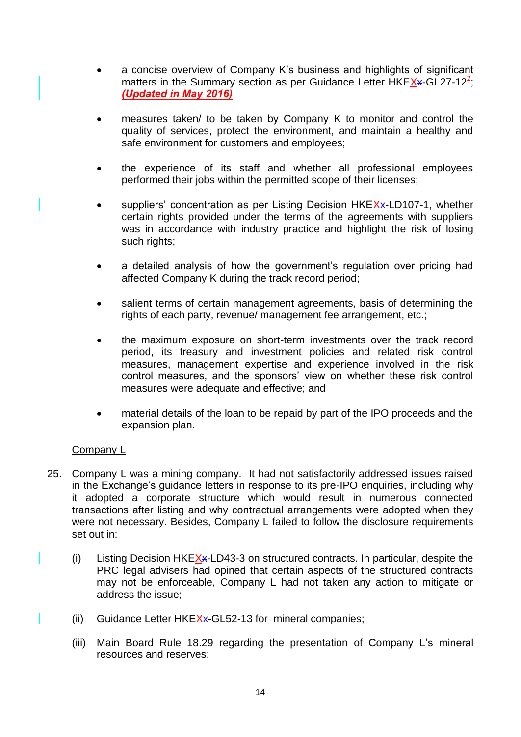- a concise overview of Company K's business and highlights of significant matters in the Summary section as per Guidance Letter HKEX-GL27-12[2]; *(Updated in May 2016)*

- measures taken/ to be taken by Company K to monitor and control the quality of services, protect the environment, and maintain a healthy and safe environment for customers and employees;

- the experience of its staff and whether all professional employees performed their jobs within the permitted scope of their licenses;

- suppliers' concentration as per Listing Decision HKEX-LD107-1, whether certain rights provided under the terms of the agreements with suppliers was in accordance with industry practice and highlight the risk of losing such rights;

- a detailed analysis of how the government's regulation over pricing had affected Company K during the track record period;

- salient terms of certain management agreements, basis of determining the rights of each party, revenue/ management fee arrangement, etc.;

- the maximum exposure on short-term investments over the track record period, its treasury and investment policies and related risk control measures, management expertise and experience involved in the risk control measures, and the sponsors' view on whether these risk control measures were adequate and effective; and

- material details of the loan to be repaid by part of the IPO proceeds and the expansion plan.

Company L

25. Company L was a mining company. It had not satisfactorily addressed issues raised in the Exchange's guidance letters in response to its pre-IPO enquiries, including why it adopted a corporate structure which would result in numerous connected transactions after listing and why contractual arrangements were adopted when they were not necessary. Besides, Company L failed to follow the disclosure requirements set out in:

    (i) Listing Decision HKEX-LD43-3 on structured contracts. In particular, despite the PRC legal advisers had opined that certain aspects of the structured contracts may not be enforceable, Company L had not taken any action to mitigate or address the issue;

    (ii) Guidance Letter HKEX-GL52-13 for mineral companies;

    (iii) Main Board Rule 18.29 regarding the presentation of Company L's mineral resources and reserves;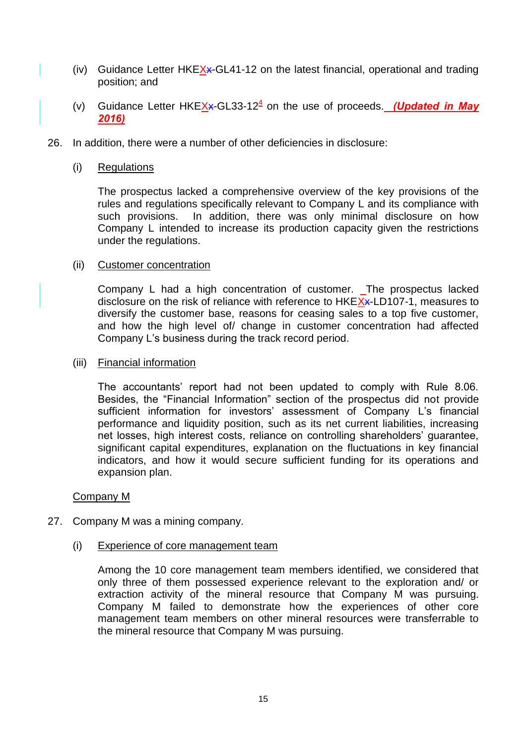(iv) Guidance Letter HKEX-GL41-12 on the latest financial, operational and trading position; and

(v) Guidance Letter HKEX-GL33-12[4] on the use of proceeds. ***(Updated in May 2016)***

26. In addition, there were a number of other deficiencies in disclosure:

(i) Regulations

The prospectus lacked a comprehensive overview of the key provisions of the rules and regulations specifically relevant to Company L and its compliance with such provisions. In addition, there was only minimal disclosure on how Company L intended to increase its production capacity given the restrictions under the regulations.

(ii) Customer concentration

Company L had a high concentration of customer. The prospectus lacked disclosure on the risk of reliance with reference to HKEX-LD107-1, measures to diversify the customer base, reasons for ceasing sales to a top five customer, and how the high level of/ change in customer concentration had affected Company L's business during the track record period.

(iii) Financial information

The accountants' report had not been updated to comply with Rule 8.06. Besides, the "Financial Information" section of the prospectus did not provide sufficient information for investors' assessment of Company L's financial performance and liquidity position, such as its net current liabilities, increasing net losses, high interest costs, reliance on controlling shareholders' guarantee, significant capital expenditures, explanation on the fluctuations in key financial indicators, and how it would secure sufficient funding for its operations and expansion plan.

Company M

27. Company M was a mining company.

(i) Experience of core management team

Among the 10 core management team members identified, we considered that only three of them possessed experience relevant to the exploration and/ or extraction activity of the mineral resource that Company M was pursuing. Company M failed to demonstrate how the experiences of other core management team members on other mineral resources were transferrable to the mineral resource that Company M was pursuing.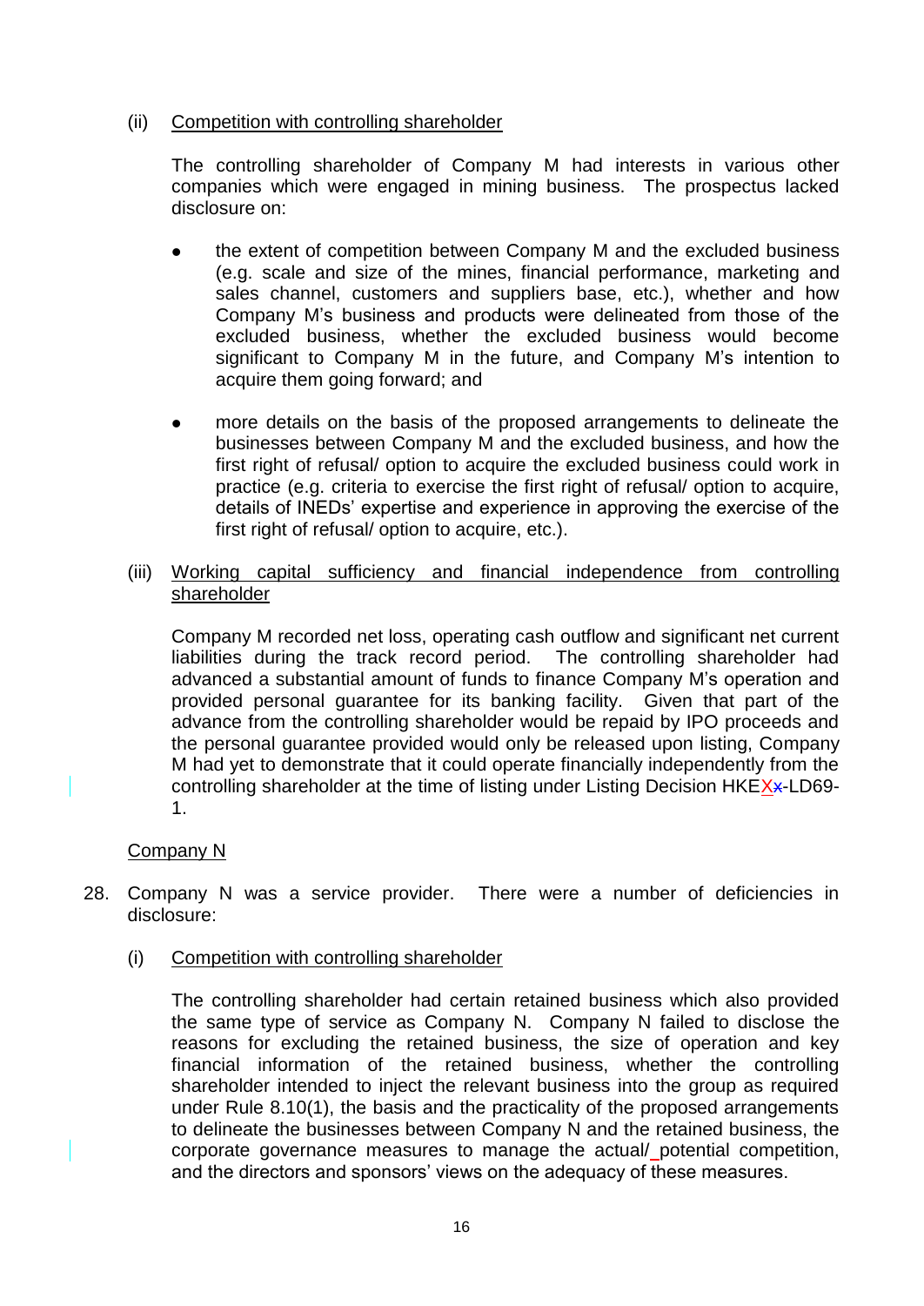(ii) Competition with controlling shareholder

The controlling shareholder of Company M had interests in various other companies which were engaged in mining business. The prospectus lacked disclosure on:

- the extent of competition between Company M and the excluded business (e.g. scale and size of the mines, financial performance, marketing and sales channel, customers and suppliers base, etc.), whether and how Company M's business and products were delineated from those of the excluded business, whether the excluded business would become significant to Company M in the future, and Company M's intention to acquire them going forward; and

- more details on the basis of the proposed arrangements to delineate the businesses between Company M and the excluded business, and how the first right of refusal/ option to acquire the excluded business could work in practice (e.g. criteria to exercise the first right of refusal/ option to acquire, details of INEDs' expertise and experience in approving the exercise of the first right of refusal/ option to acquire, etc.).

(iii) Working capital sufficiency and financial independence from controlling shareholder

Company M recorded net loss, operating cash outflow and significant net current liabilities during the track record period. The controlling shareholder had advanced a substantial amount of funds to finance Company M's operation and provided personal guarantee for its banking facility. Given that part of the advance from the controlling shareholder would be repaid by IPO proceeds and the personal guarantee provided would only be released upon listing, Company M had yet to demonstrate that it could operate financially independently from the controlling shareholder at the time of listing under Listing Decision HKEX-LD69-1.

Company N

28. Company N was a service provider. There were a number of deficiencies in disclosure:

(i) Competition with controlling shareholder

The controlling shareholder had certain retained business which also provided the same type of service as Company N. Company N failed to disclose the reasons for excluding the retained business, the size of operation and key financial information of the retained business, whether the controlling shareholder intended to inject the relevant business into the group as required under Rule 8.10(1), the basis and the practicality of the proposed arrangements to delineate the businesses between Company N and the retained business, the corporate governance measures to manage the actual/ potential competition, and the directors and sponsors' views on the adequacy of these measures.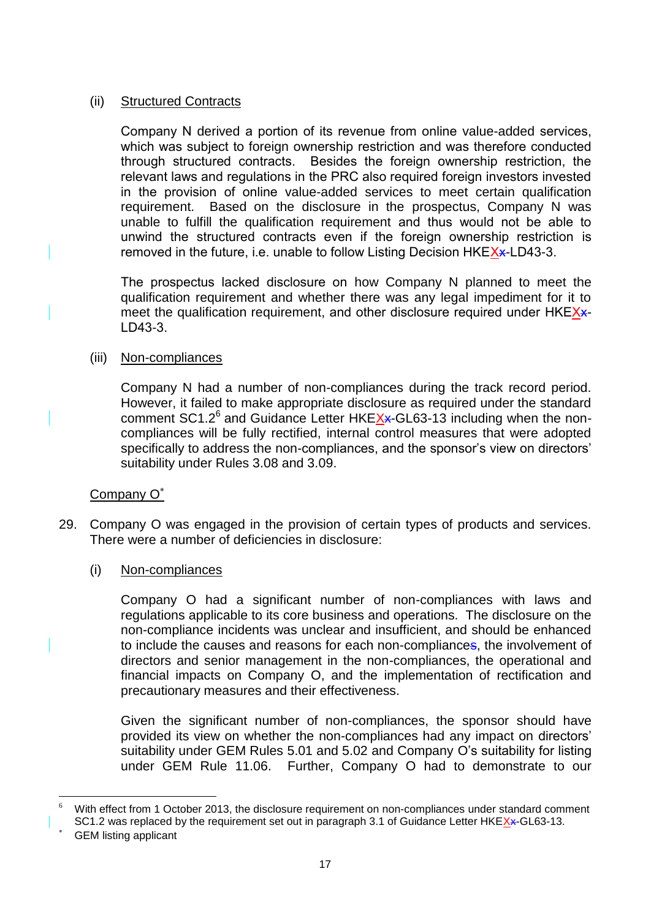(ii) Structured Contracts

Company N derived a portion of its revenue from online value-added services, which was subject to foreign ownership restriction and was therefore conducted through structured contracts. Besides the foreign ownership restriction, the relevant laws and regulations in the PRC also required foreign investors invested in the provision of online value-added services to meet certain qualification requirement. Based on the disclosure in the prospectus, Company N was unable to fulfill the qualification requirement and thus would not be able to unwind the structured contracts even if the foreign ownership restriction is removed in the future, i.e. unable to follow Listing Decision HKEXx-LD43-3.

The prospectus lacked disclosure on how Company N planned to meet the qualification requirement and whether there was any legal impediment for it to meet the qualification requirement, and other disclosure required under HKEXx-LD43-3.

(iii) Non-compliances

Company N had a number of non-compliances during the track record period. However, it failed to make appropriate disclosure as required under the standard comment SC1.2[6] and Guidance Letter HKEXx-GL63-13 including when the non-compliances will be fully rectified, internal control measures that were adopted specifically to address the non-compliances, and the sponsor's view on directors' suitability under Rules 3.08 and 3.09.

Company O[*]

29. Company O was engaged in the provision of certain types of products and services. There were a number of deficiencies in disclosure:

(i) Non-compliances

Company O had a significant number of non-compliances with laws and regulations applicable to its core business and operations. The disclosure on the non-compliance incidents was unclear and insufficient, and should be enhanced to include the causes and reasons for each non-compliances, the involvement of directors and senior management in the non-compliances, the operational and financial impacts on Company O, and the implementation of rectification and precautionary measures and their effectiveness.

Given the significant number of non-compliances, the sponsor should have provided its view on whether the non-compliances had any impact on directors' suitability under GEM Rules 5.01 and 5.02 and Company O's suitability for listing under GEM Rule 11.06. Further, Company O had to demonstrate to our

---

[6] With effect from 1 October 2013, the disclosure requirement on non-compliances under standard comment SC1.2 was replaced by the requirement set out in paragraph 3.1 of Guidance Letter HKEXx-GL63-13.

[*] GEM listing applicant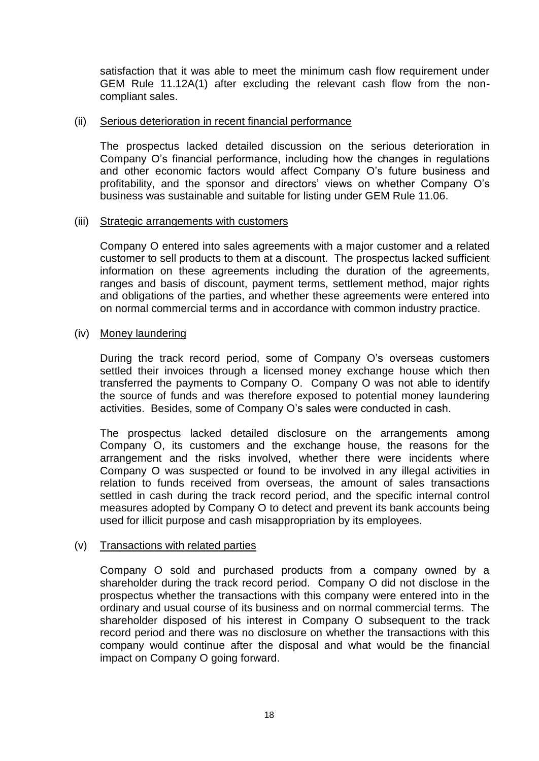satisfaction that it was able to meet the minimum cash flow requirement under GEM Rule 11.12A(1) after excluding the relevant cash flow from the non-compliant sales.

(ii) Serious deterioration in recent financial performance

The prospectus lacked detailed discussion on the serious deterioration in Company O's financial performance, including how the changes in regulations and other economic factors would affect Company O's future business and profitability, and the sponsor and directors' views on whether Company O's business was sustainable and suitable for listing under GEM Rule 11.06.

(iii) Strategic arrangements with customers

Company O entered into sales agreements with a major customer and a related customer to sell products to them at a discount. The prospectus lacked sufficient information on these agreements including the duration of the agreements, ranges and basis of discount, payment terms, settlement method, major rights and obligations of the parties, and whether these agreements were entered into on normal commercial terms and in accordance with common industry practice.

(iv) Money laundering

During the track record period, some of Company O's overseas customers settled their invoices through a licensed money exchange house which then transferred the payments to Company O. Company O was not able to identify the source of funds and was therefore exposed to potential money laundering activities. Besides, some of Company O's sales were conducted in cash.

The prospectus lacked detailed disclosure on the arrangements among Company O, its customers and the exchange house, the reasons for the arrangement and the risks involved, whether there were incidents where Company O was suspected or found to be involved in any illegal activities in relation to funds received from overseas, the amount of sales transactions settled in cash during the track record period, and the specific internal control measures adopted by Company O to detect and prevent its bank accounts being used for illicit purpose and cash misappropriation by its employees.

(v) Transactions with related parties

Company O sold and purchased products from a company owned by a shareholder during the track record period. Company O did not disclose in the prospectus whether the transactions with this company were entered into in the ordinary and usual course of its business and on normal commercial terms. The shareholder disposed of his interest in Company O subsequent to the track record period and there was no disclosure on whether the transactions with this company would continue after the disposal and what would be the financial impact on Company O going forward.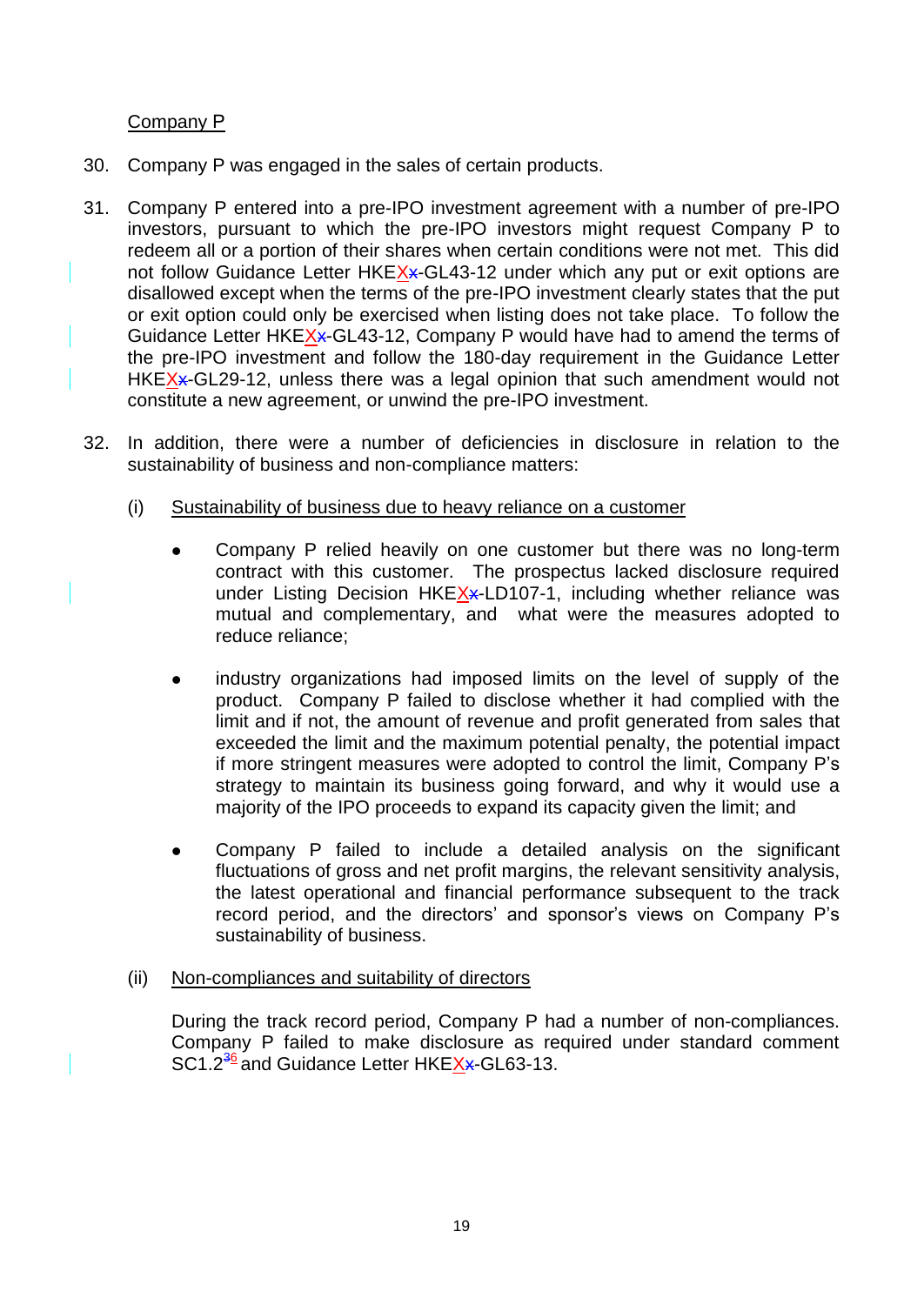Company P

30. Company P was engaged in the sales of certain products.

31. Company P entered into a pre-IPO investment agreement with a number of pre-IPO investors, pursuant to which the pre-IPO investors might request Company P to redeem all or a portion of their shares when certain conditions were not met. This did not follow Guidance Letter HKEX-GL43-12 under which any put or exit options are disallowed except when the terms of the pre-IPO investment clearly states that the put or exit option could only be exercised when listing does not take place. To follow the Guidance Letter HKEX-GL43-12, Company P would have had to amend the terms of the pre-IPO investment and follow the 180-day requirement in the Guidance Letter HKEX-GL29-12, unless there was a legal opinion that such amendment would not constitute a new agreement, or unwind the pre-IPO investment.

32. In addition, there were a number of deficiencies in disclosure in relation to the sustainability of business and non-compliance matters:

    (i) Sustainability of business due to heavy reliance on a customer

    - Company P relied heavily on one customer but there was no long-term contract with this customer. The prospectus lacked disclosure required under Listing Decision HKEX-LD107-1, including whether reliance was mutual and complementary, and what were the measures adopted to reduce reliance;

    - industry organizations had imposed limits on the level of supply of the product. Company P failed to disclose whether it had complied with the limit and if not, the amount of revenue and profit generated from sales that exceeded the limit and the maximum potential penalty, the potential impact if more stringent measures were adopted to control the limit, Company P's strategy to maintain its business going forward, and why it would use a majority of the IPO proceeds to expand its capacity given the limit; and

    - Company P failed to include a detailed analysis on the significant fluctuations of gross and net profit margins, the relevant sensitivity analysis, the latest operational and financial performance subsequent to the track record period, and the directors' and sponsor's views on Company P's sustainability of business.

    (ii) Non-compliances and suitability of directors

    During the track record period, Company P had a number of non-compliances. Company P failed to make disclosure as required under standard comment SC1.2[6] and Guidance Letter HKEX-GL63-13.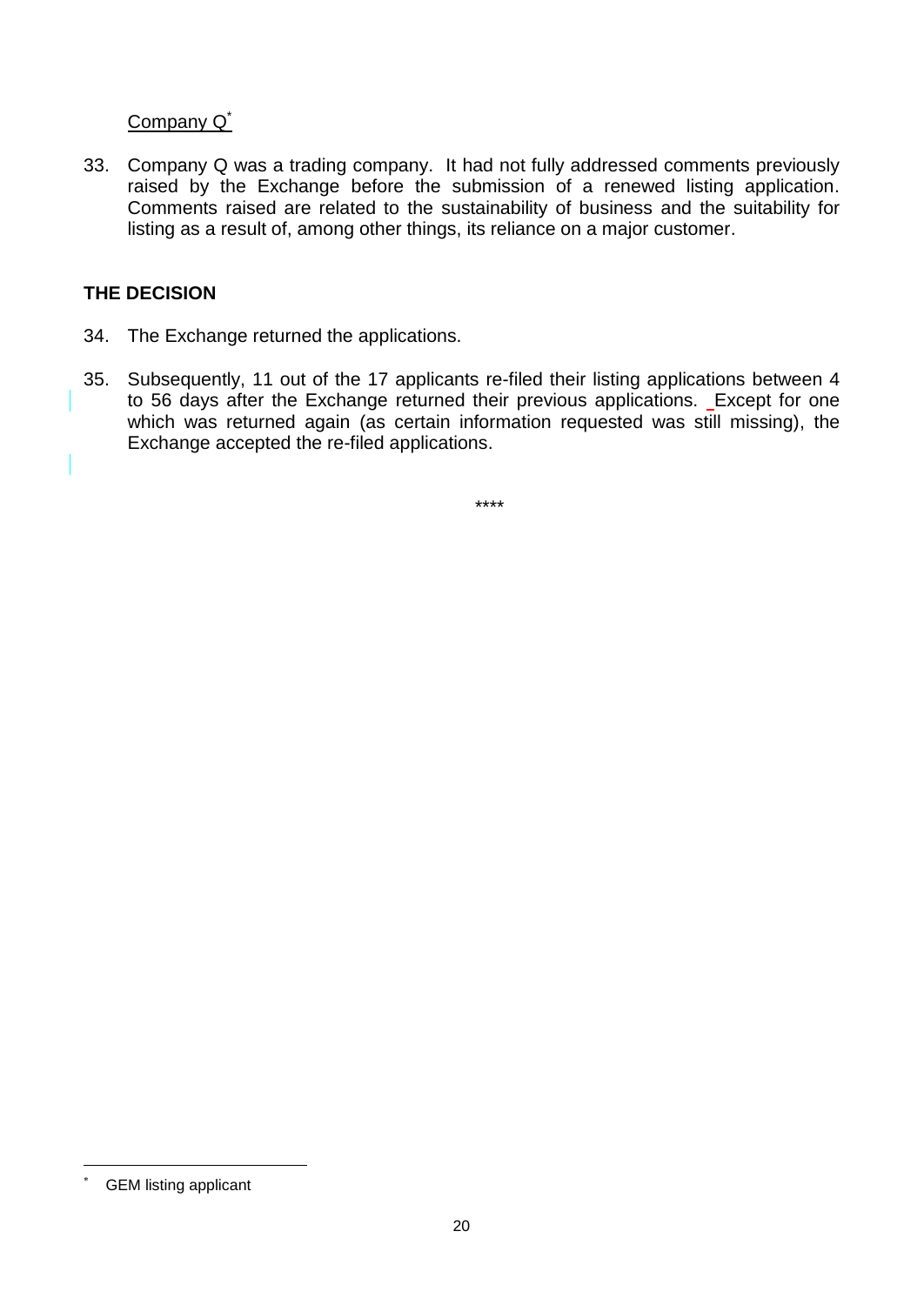Company Q[*]

33. Company Q was a trading company. It had not fully addressed comments previously raised by the Exchange before the submission of a renewed listing application. Comments raised are related to the sustainability of business and the suitability for listing as a result of, among other things, its reliance on a major customer.

**THE DECISION**

34. The Exchange returned the applications.

35. Subsequently, 11 out of the 17 applicants re-filed their listing applications between 4 to 56 days after the Exchange returned their previous applications. Except for one which was returned again (as certain information requested was still missing), the Exchange accepted the re-filed applications.

****

[*] GEM listing applicant